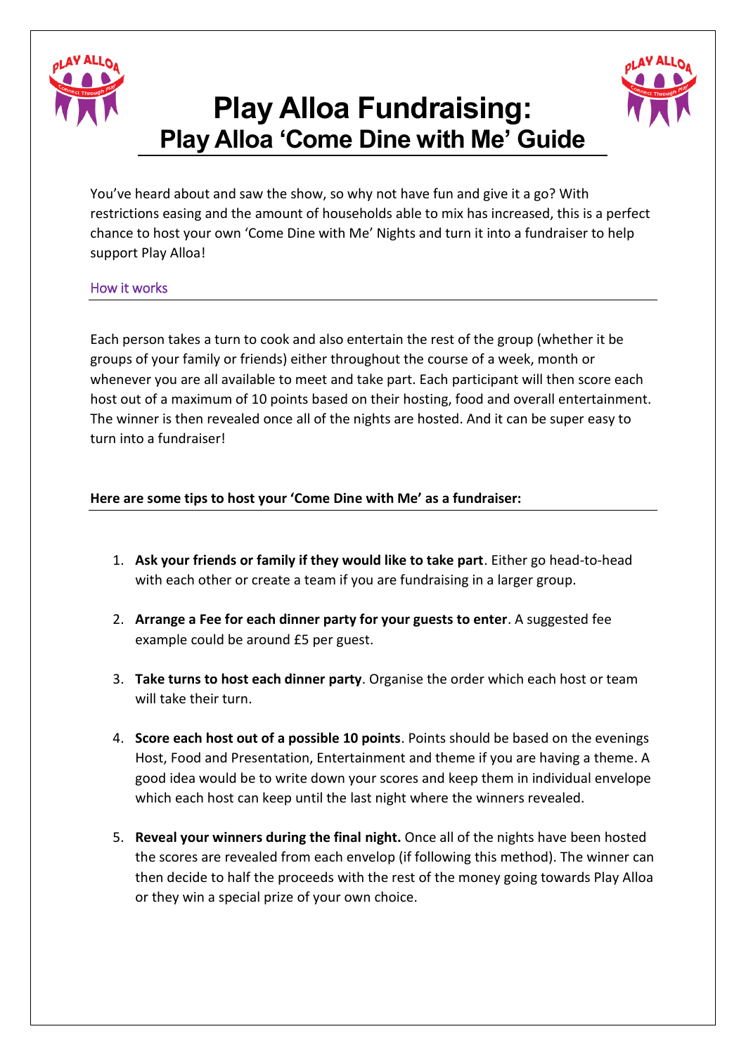# Play Alloa Fundraising:
## Play Alloa 'Come Dine with Me' Guide

You've heard about and saw the show, so why not have fun and give it a go? With restrictions easing and the amount of households able to mix has increased, this is a perfect chance to host your own 'Come Dine with Me' Nights and turn it into a fundraiser to help support Play Alloa!

### How it works

Each person takes a turn to cook and also entertain the rest of the group (whether it be groups of your family or friends) either throughout the course of a week, month or whenever you are all available to meet and take part. Each participant will then score each host out of a maximum of 10 points based on their hosting, food and overall entertainment. The winner is then revealed once all of the nights are hosted. And it can be super easy to turn into a fundraiser!

**Here are some tips to host your 'Come Dine with Me' as a fundraiser:**

1. **Ask your friends or family if they would like to take part**. Either go head-to-head with each other or create a team if you are fundraising in a larger group.
2. **Arrange a Fee for each dinner party for your guests to enter**. A suggested fee example could be around £5 per guest.
3. **Take turns to host each dinner party**. Organise the order which each host or team will take their turn.
4. **Score each host out of a possible 10 points**. Points should be based on the evenings Host, Food and Presentation, Entertainment and theme if you are having a theme. A good idea would be to write down your scores and keep them in individual envelope which each host can keep until the last night where the winners revealed.
5. **Reveal your winners during the final night.** Once all of the nights have been hosted the scores are revealed from each envelop (if following this method). The winner can then decide to half the proceeds with the rest of the money going towards Play Alloa or they win a special prize of your own choice.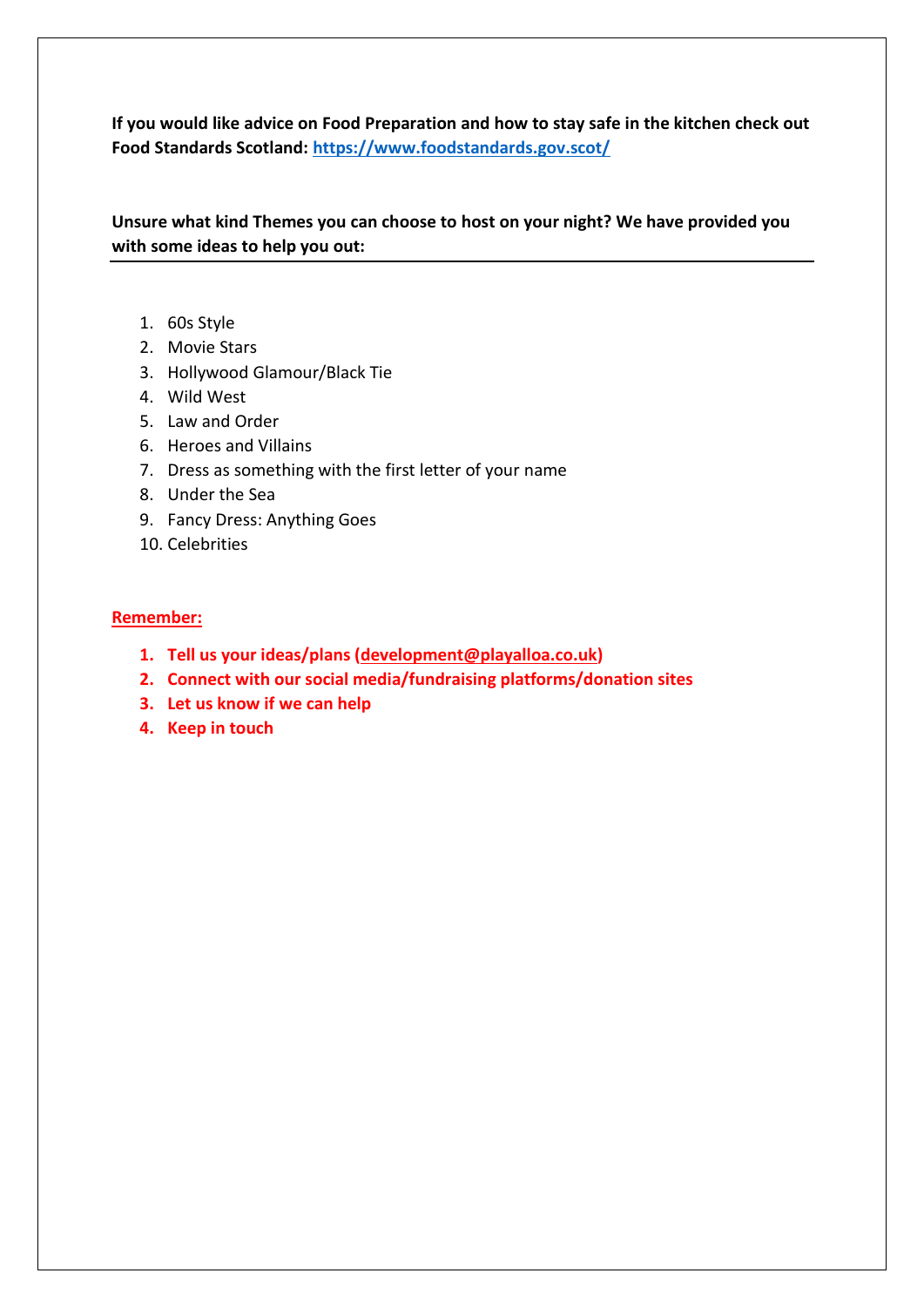**If you would like advice on Food Preparation and how to stay safe in the kitchen check out Food Standards Scotland: [https://www.foodstandards.gov.scot/](https://www.foodstandards.gov.scot/)**

**Unsure what kind Themes you can choose to host on your night? We have provided you with some ideas to help you out:**

1. 60s Style
2. Movie Stars
3. Hollywood Glamour/Black Tie
4. Wild West
5. Law and Order
6. Heroes and Villains
7. Dress as something with the first letter of your name
8. Under the Sea
9. Fancy Dress: Anything Goes
10. Celebrities

**Remember:**

1. **Tell us your ideas/plans (development@playalloa.co.uk)**
2. **Connect with our social media/fundraising platforms/donation sites**
3. **Let us know if we can help**
4. **Keep in touch**